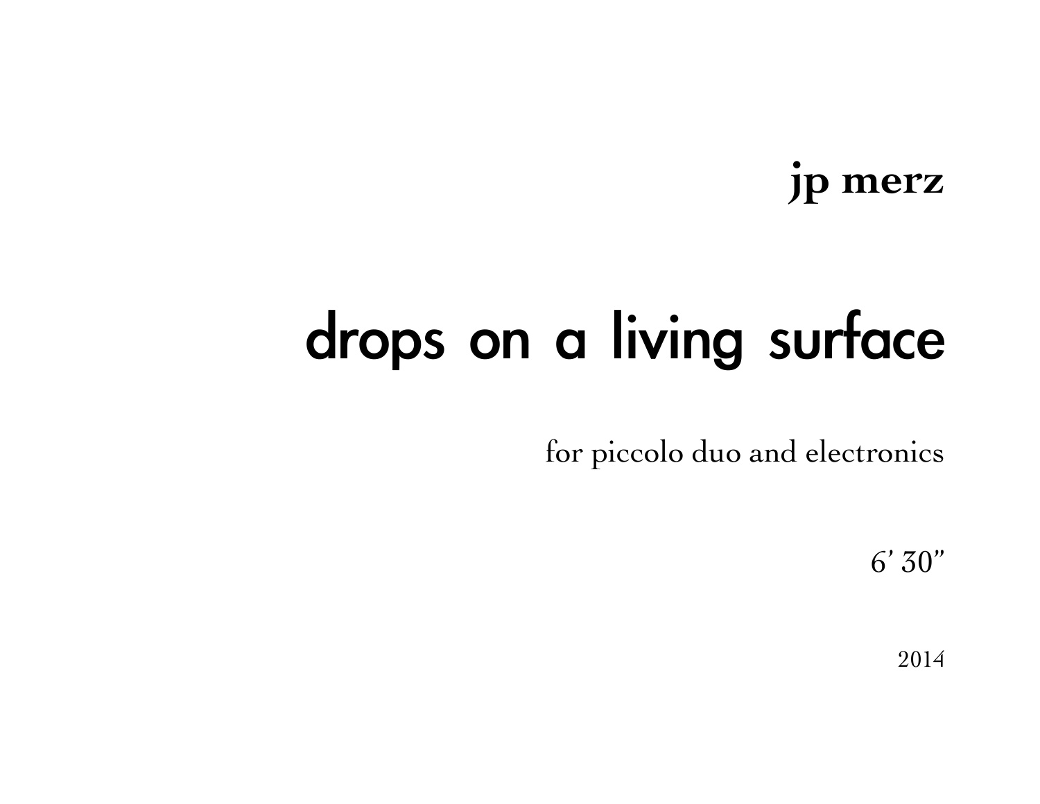**jp merz**

# drops on a living surface

for piccolo duo and electronics

6' 30"

2014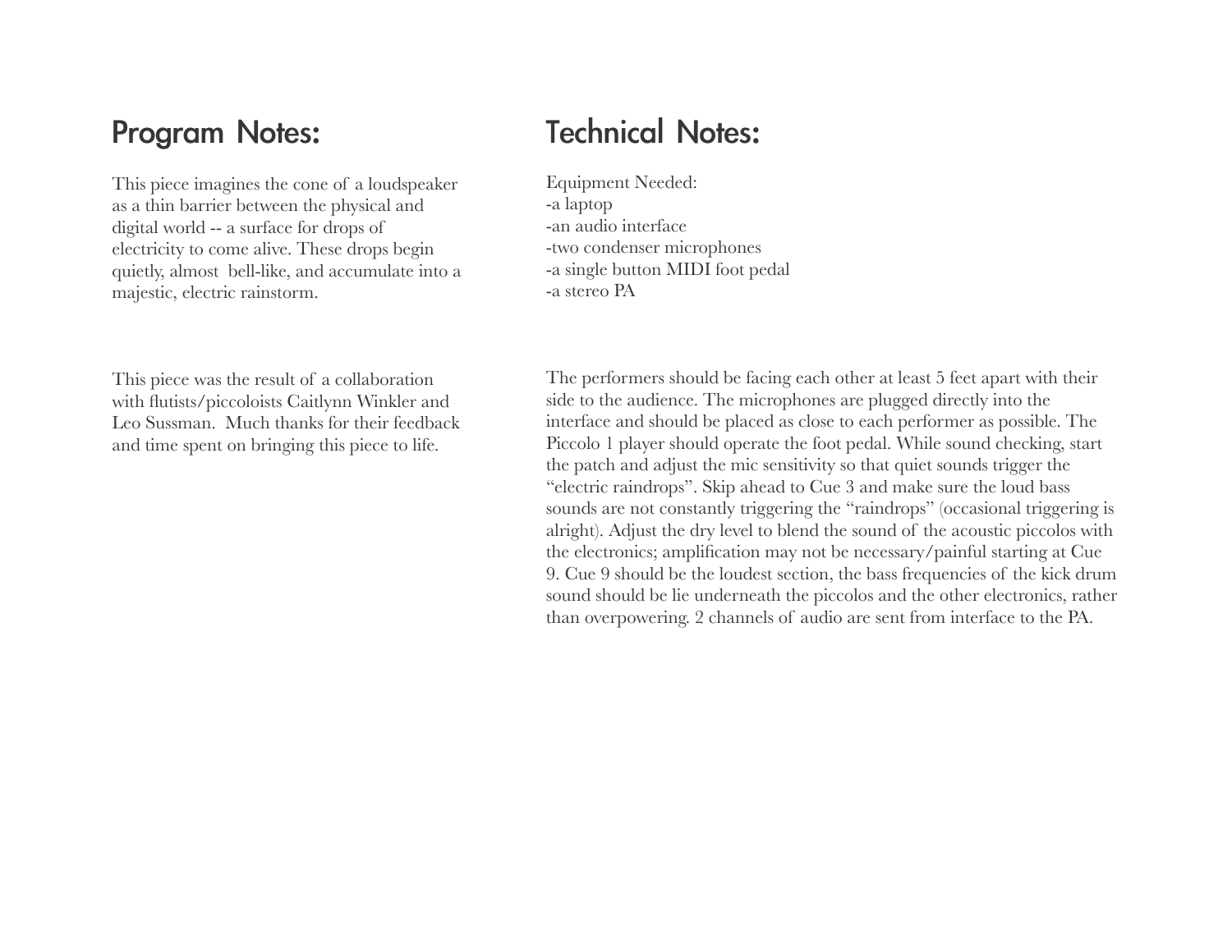## Program Notes:

This piece imagines the cone of a loudspeaker as a thin barrier between the physical and digital world -- a surface for drops of electricity to come alive. These drops begin quietly, almost bell-like, and accumulate into a majestic, electric rainstorm.

This piece was the result of a collaboration with flutists/piccoloists Caitlynn Winkler and Leo Sussman. Much thanks for their feedback and time spent on bringing this piece to life.

## Technical Notes:

Equipment Needed:
- a laptop
- an audio interface
- two condenser microphones
- a single button MIDI foot pedal
- a stereo PA

The performers should be facing each other at least 5 feet apart with their side to the audience. The microphones are plugged directly into the interface and should be placed as close to each performer as possible. The Piccolo 1 player should operate the foot pedal. While sound checking, start the patch and adjust the mic sensitivity so that quiet sounds trigger the "electric raindrops". Skip ahead to Cue 3 and make sure the loud bass sounds are not constantly triggering the "raindrops" (occasional triggering is alright). Adjust the dry level to blend the sound of the acoustic piccolos with the electronics; amplification may not be necessary/painful starting at Cue 9. Cue 9 should be the loudest section, the bass frequencies of the kick drum sound should be lie underneath the piccolos and the other electronics, rather than overpowering. 2 channels of audio are sent from interface to the PA.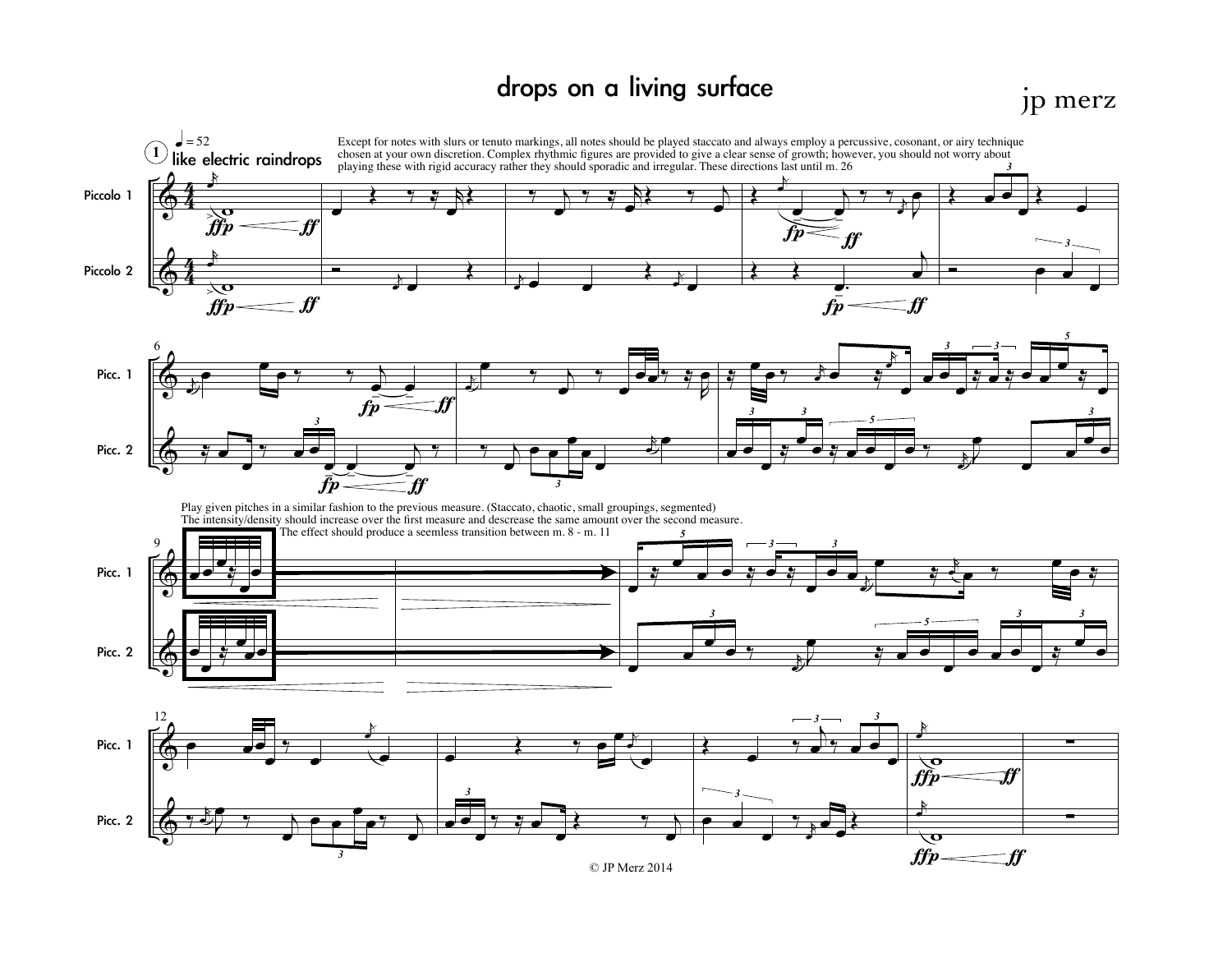# drops on a living surface

jp merz

1 ♩ = 52 like electric raindrops

Except for notes with slurs or tenuto markings, all notes should be played staccato and always employ a percussive, cosonant, or airy technique chosen at your own discretion. Complex rhythmic figures are provided to give a clear sense of growth; however, you should not worry about playing these with rigid accuracy rather they should sporadic and irregular. These directions last until m. 26

Piccolo 1

Piccolo 2

Play given pitches in a similar fashion to the previous measure. (Staccato, chaotic, small groupings, segmented)
The intensity/density should increase over the first measure and descrease the same amount over the second measure.
The effect should produce a seemless transition between m. 8 - m. 11

© JP Merz 2014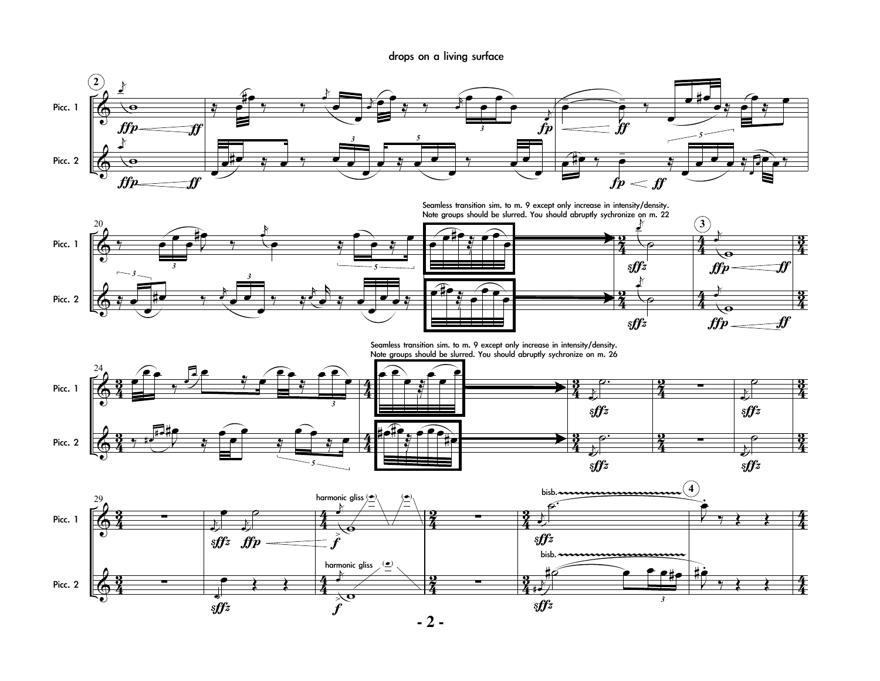Seamless transition sim. to m. 9 except only increase in intensity/density. Note groups should be slurred. You should abruptly sychronize on m. 22

Seamless transition sim. to m. 9 except only increase in intensity/density. Note groups should be slurred. You should abruptly sychronize on m. 26

harmonic gliss

bisb.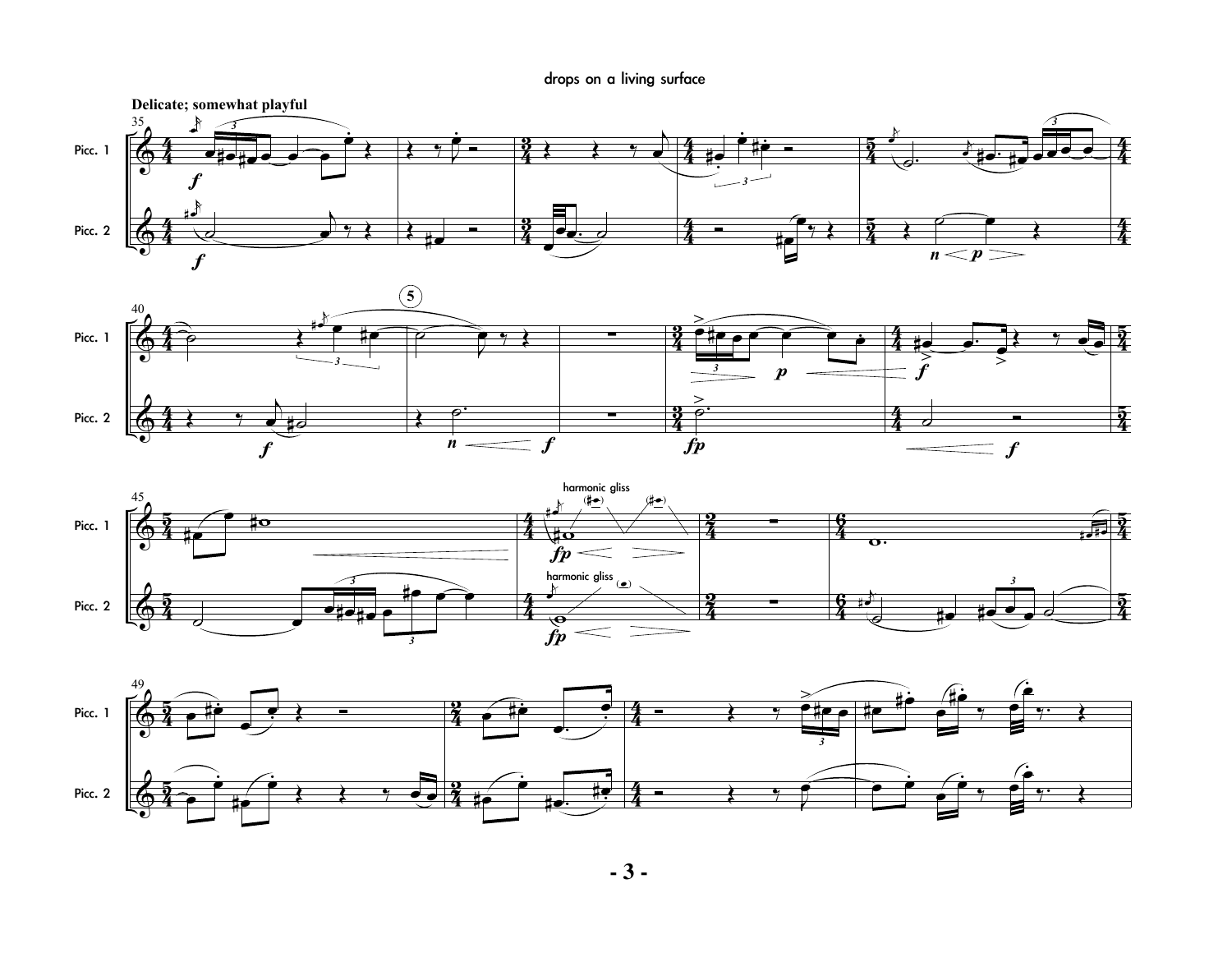drops on a living surface

**Delicate; somewhat playful**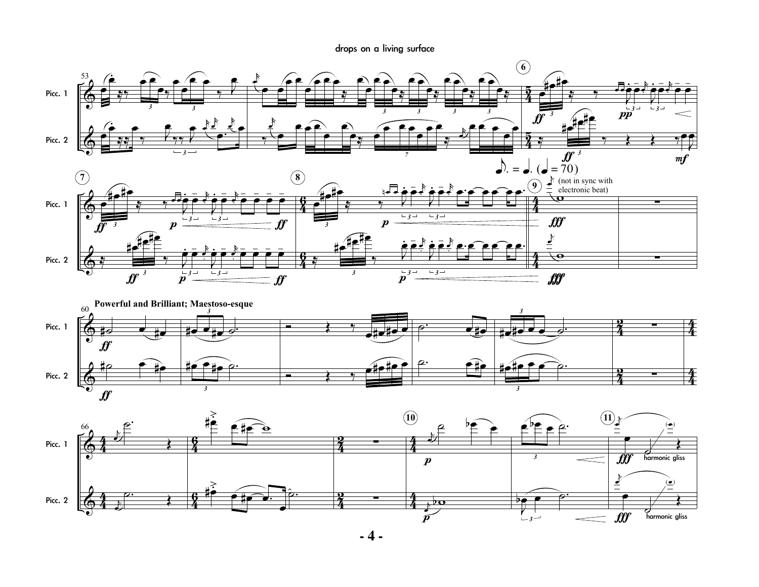**Powerful and Brilliant; Maestoso-esque**

(not in sync with electronic beat)

harmonic gliss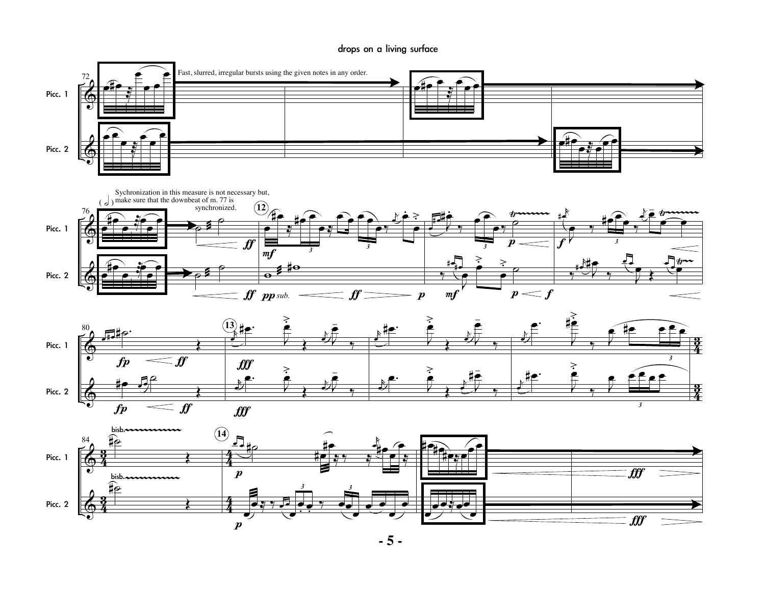Fast, slurred, irregular bursts using the given notes in any order.

Sychronization in this measure is not necessary but, make sure that the downbeat of m. 77 is synchronized.